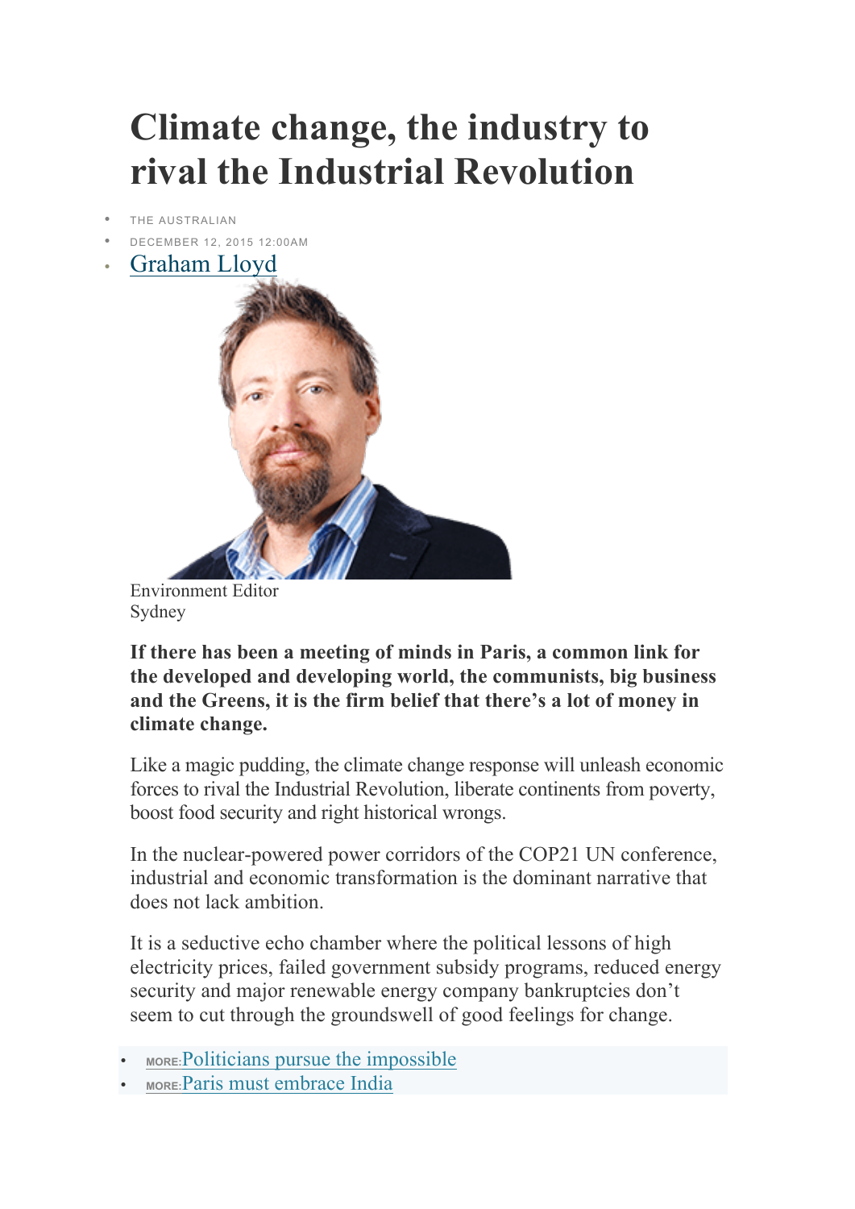# Climate change, the industry to rival the Industrial Revolution

- THE AUSTRALIAN
- DECEMBER 12, 2015 12:00AM
- Graham Lloyd

Environment Editor
Sydney

**If there has been a meeting of minds in Paris, a common link for the developed and developing world, the communists, big business and the Greens, it is the firm belief that there's a lot of money in climate change.**

Like a magic pudding, the climate change response will unleash economic forces to rival the Industrial Revolution, liberate continents from poverty, boost food security and right historical wrongs.

In the nuclear-powered power corridors of the COP21 UN conference, industrial and economic transformation is the dominant narrative that does not lack ambition.

It is a seductive echo chamber where the political lessons of high electricity prices, failed government subsidy programs, reduced energy security and major renewable energy company bankruptcies don't seem to cut through the groundswell of good feelings for change.

- MORE: Politicians pursue the impossible
- MORE: Paris must embrace India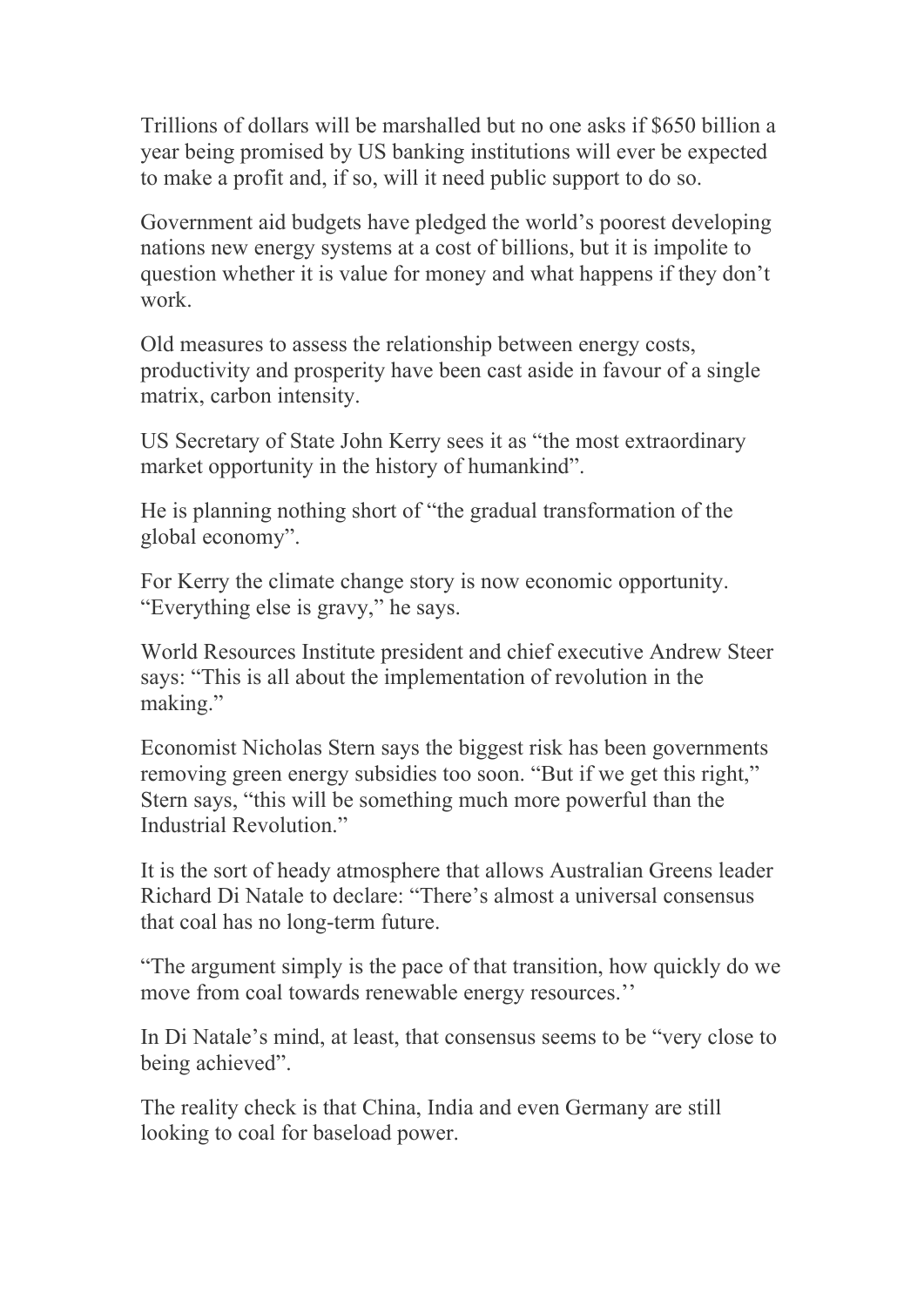Trillions of dollars will be marshalled but no one asks if $650 billion a year being promised by US banking institutions will ever be expected to make a profit and, if so, will it need public support to do so.

Government aid budgets have pledged the world's poorest developing nations new energy systems at a cost of billions, but it is impolite to question whether it is value for money and what happens if they don't work.

Old measures to assess the relationship between energy costs, productivity and prosperity have been cast aside in favour of a single matrix, carbon intensity.

US Secretary of State John Kerry sees it as "the most extraordinary market opportunity in the history of humankind".

He is planning nothing short of "the gradual transformation of the global economy".

For Kerry the climate change story is now economic opportunity. "Everything else is gravy," he says.

World Resources Institute president and chief executive Andrew Steer says: "This is all about the implementation of revolution in the making."

Economist Nicholas Stern says the biggest risk has been governments removing green energy subsidies too soon. "But if we get this right," Stern says, "this will be something much more powerful than the Industrial Revolution."

It is the sort of heady atmosphere that allows Australian Greens leader Richard Di Natale to declare: "There's almost a universal consensus that coal has no long-term future.

"The argument simply is the pace of that transition, how quickly do we move from coal towards renewable energy resources.''

In Di Natale's mind, at least, that consensus seems to be "very close to being achieved".

The reality check is that China, India and even Germany are still looking to coal for baseload power.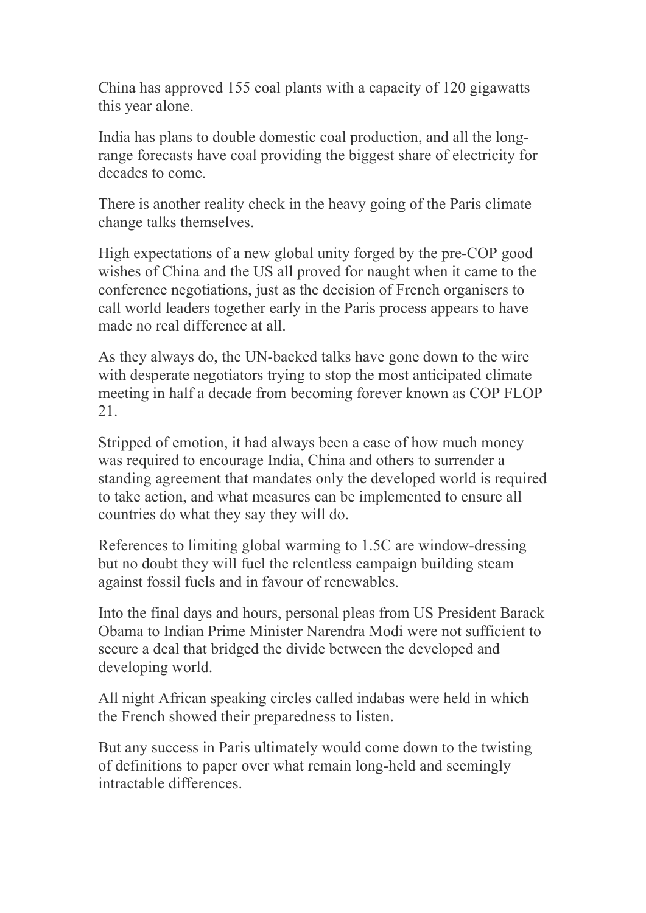China has approved 155 coal plants with a capacity of 120 gigawatts this year alone.

India has plans to double domestic coal production, and all the long-range forecasts have coal providing the biggest share of electricity for decades to come.

There is another reality check in the heavy going of the Paris climate change talks themselves.

High expectations of a new global unity forged by the pre-COP good wishes of China and the US all proved for naught when it came to the conference negotiations, just as the decision of French organisers to call world leaders together early in the Paris process appears to have made no real difference at all.

As they always do, the UN-backed talks have gone down to the wire with desperate negotiators trying to stop the most anticipated climate meeting in half a decade from becoming forever known as COP FLOP 21.

Stripped of emotion, it had always been a case of how much money was required to encourage India, China and others to surrender a standing agreement that mandates only the developed world is required to take action, and what measures can be implemented to ensure all countries do what they say they will do.

References to limiting global warming to 1.5C are window-dressing but no doubt they will fuel the relentless campaign building steam against fossil fuels and in favour of renewables.

Into the final days and hours, personal pleas from US President Barack Obama to Indian Prime Minister Narendra Modi were not sufficient to secure a deal that bridged the divide between the developed and developing world.

All night African speaking circles called indabas were held in which the French showed their preparedness to listen.

But any success in Paris ultimately would come down to the twisting of definitions to paper over what remain long-held and seemingly intractable differences.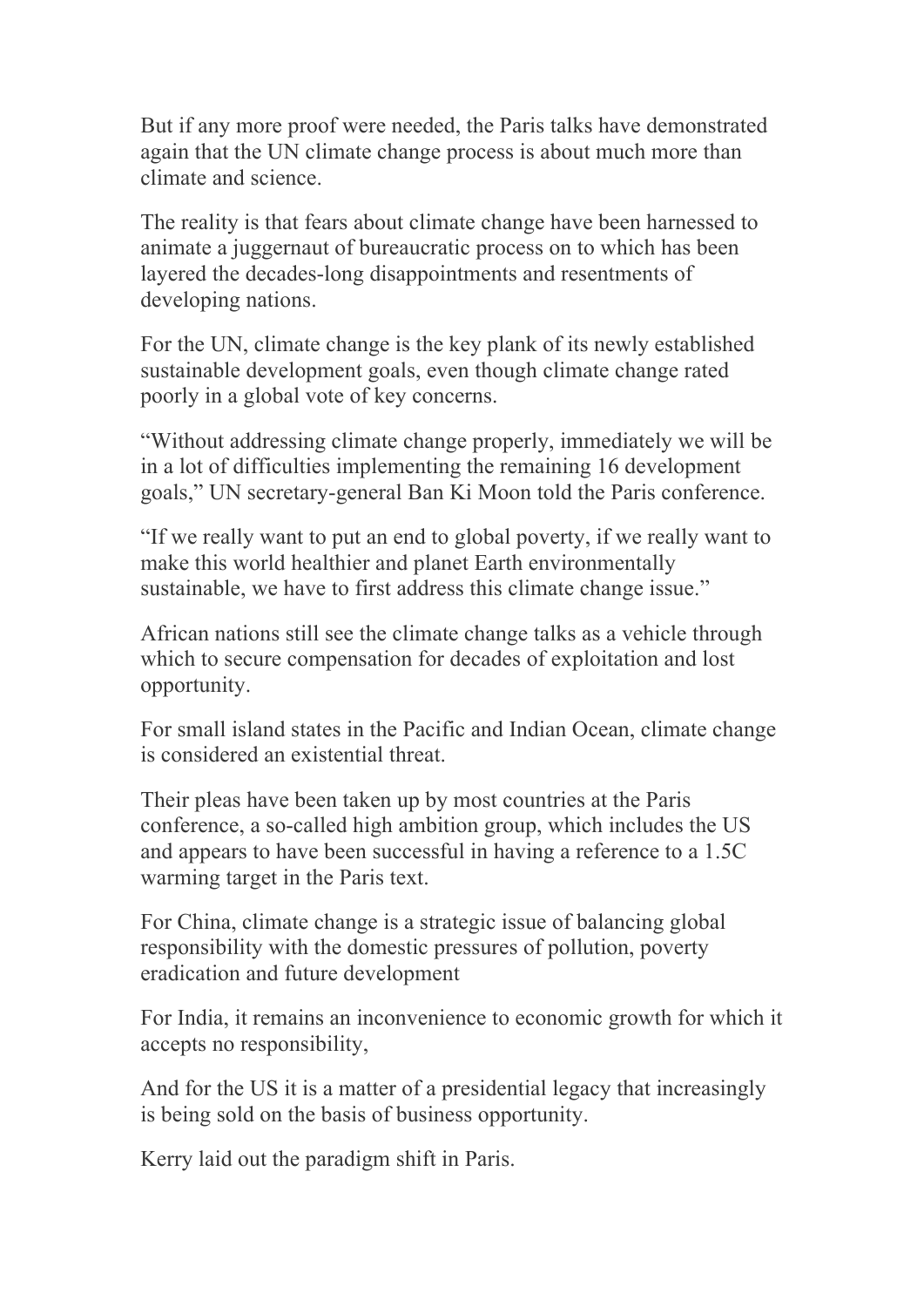But if any more proof were needed, the Paris talks have demonstrated again that the UN climate change process is about much more than climate and science.

The reality is that fears about climate change have been harnessed to animate a juggernaut of bureaucratic process on to which has been layered the decades-long disappointments and resentments of developing nations.

For the UN, climate change is the key plank of its newly established sustainable development goals, even though climate change rated poorly in a global vote of key concerns.

"Without addressing climate change properly, immediately we will be in a lot of difficulties implementing the remaining 16 development goals," UN secretary-general Ban Ki Moon told the Paris conference.

"If we really want to put an end to global poverty, if we really want to make this world healthier and planet Earth environmentally sustainable, we have to first address this climate change issue."

African nations still see the climate change talks as a vehicle through which to secure compensation for decades of exploitation and lost opportunity.

For small island states in the Pacific and Indian Ocean, climate change is considered an existential threat.

Their pleas have been taken up by most countries at the Paris conference, a so-called high ambition group, which includes the US and appears to have been successful in having a reference to a 1.5C warming target in the Paris text.

For China, climate change is a strategic issue of balancing global responsibility with the domestic pressures of pollution, poverty eradication and future development

For India, it remains an inconvenience to economic growth for which it accepts no responsibility,

And for the US it is a matter of a presidential legacy that increasingly is being sold on the basis of business opportunity.

Kerry laid out the paradigm shift in Paris.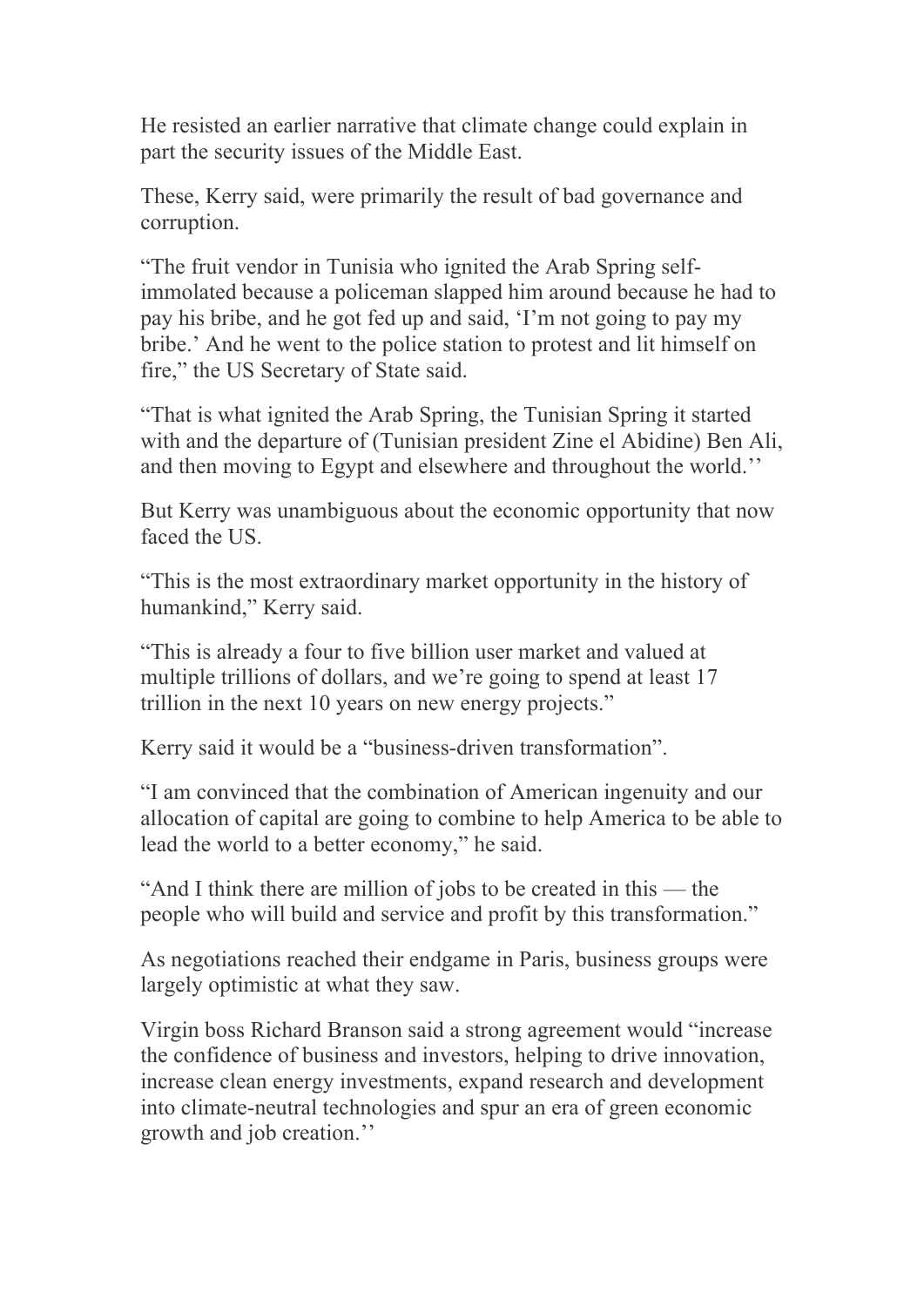He resisted an earlier narrative that climate change could explain in part the security issues of the Middle East.

These, Kerry said, were primarily the result of bad governance and corruption.

"The fruit vendor in Tunisia who ignited the Arab Spring self-immolated because a policeman slapped him around because he had to pay his bribe, and he got fed up and said, 'I'm not going to pay my bribe.' And he went to the police station to protest and lit himself on fire," the US Secretary of State said.

"That is what ignited the Arab Spring, the Tunisian Spring it started with and the departure of (Tunisian president Zine el Abidine) Ben Ali, and then moving to Egypt and elsewhere and throughout the world.''

But Kerry was unambiguous about the economic opportunity that now faced the US.

"This is the most extraordinary market opportunity in the history of humankind," Kerry said.

"This is already a four to five billion user market and valued at multiple trillions of dollars, and we're going to spend at least 17 trillion in the next 10 years on new energy projects."

Kerry said it would be a "business-driven transformation".

"I am convinced that the combination of American ingenuity and our allocation of capital are going to combine to help America to be able to lead the world to a better economy," he said.

"And I think there are million of jobs to be created in this — the people who will build and service and profit by this transformation."

As negotiations reached their endgame in Paris, business groups were largely optimistic at what they saw.

Virgin boss Richard Branson said a strong agreement would "increase the confidence of business and investors, helping to drive innovation, increase clean energy investments, expand research and development into climate-neutral technologies and spur an era of green economic growth and job creation.''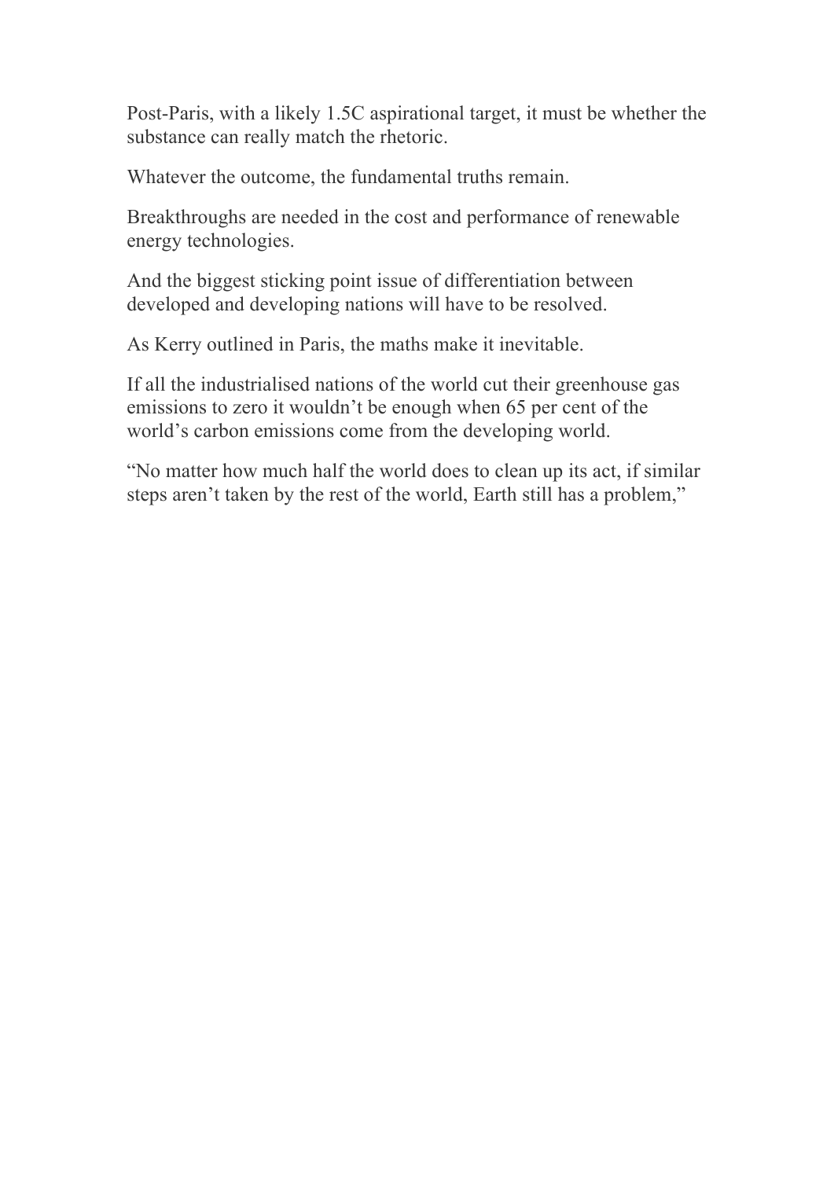Post-Paris, with a likely 1.5C aspirational target, it must be whether the substance can really match the rhetoric.

Whatever the outcome, the fundamental truths remain.

Breakthroughs are needed in the cost and performance of renewable energy technologies.

And the biggest sticking point issue of differentiation between developed and developing nations will have to be resolved.

As Kerry outlined in Paris, the maths make it inevitable.

If all the industrialised nations of the world cut their greenhouse gas emissions to zero it wouldn't be enough when 65 per cent of the world's carbon emissions come from the developing world.

"No matter how much half the world does to clean up its act, if similar steps aren't taken by the rest of the world, Earth still has a problem,"